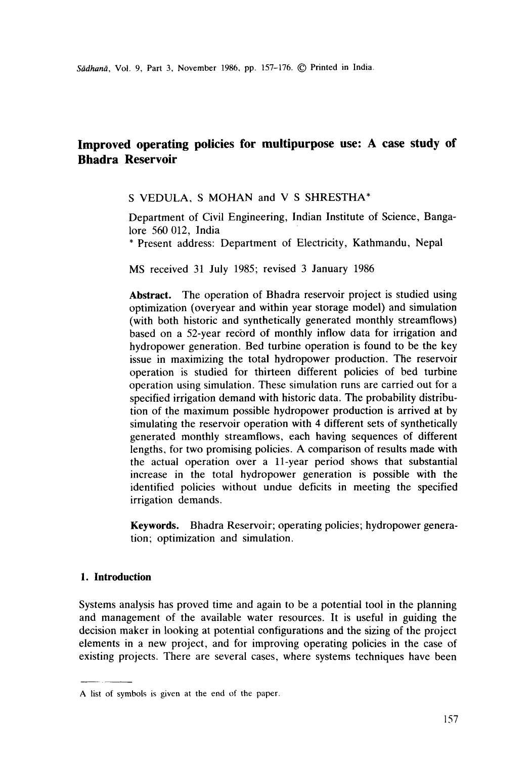# Improved operating policies for multipurpose use: A case study of Bhadra Reservoir

S VEDULA, S MOHAN and V S SHRESTHA*

Department of Civil Engineering, Indian Institute of Science, Bangalore 560 012, India

\* Present address: Department of Electricity, Kathmandu, Nepal

MS received 31 July 1985; revised 3 January 1986

**Abstract.** The operation of Bhadra reservoir project is studied using optimization (overyear and within year storage model) and simulation (with both historic and synthetically generated monthly streamflows) based on a 52-year record of monthly inflow data for irrigation and hydropower generation. Bed turbine operation is found to be the key issue in maximizing the total hydropower production. The reservoir operation is studied for thirteen different policies of bed turbine operation using simulation. These simulation runs are carried out for a specified irrigation demand with historic data. The probability distribution of the maximum possible hydropower production is arrived at by simulating the reservoir operation with 4 different sets of synthetically generated monthly streamflows, each having sequences of different lengths, for two promising policies. A comparison of results made with the actual operation over a 11-year period shows that substantial increase in the total hydropower generation is possible with the identified policies without undue deficits in meeting the specified irrigation demands.

**Keywords.** Bhadra Reservoir; operating policies; hydropower generation; optimization and simulation.

## 1. Introduction

Systems analysis has proved time and again to be a potential tool in the planning and management of the available water resources. It is useful in guiding the decision maker in looking at potential configurations and the sizing of the project elements in a new project, and for improving operating policies in the case of existing projects. There are several cases, where systems techniques have been

A list of symbols is given at the end of the paper.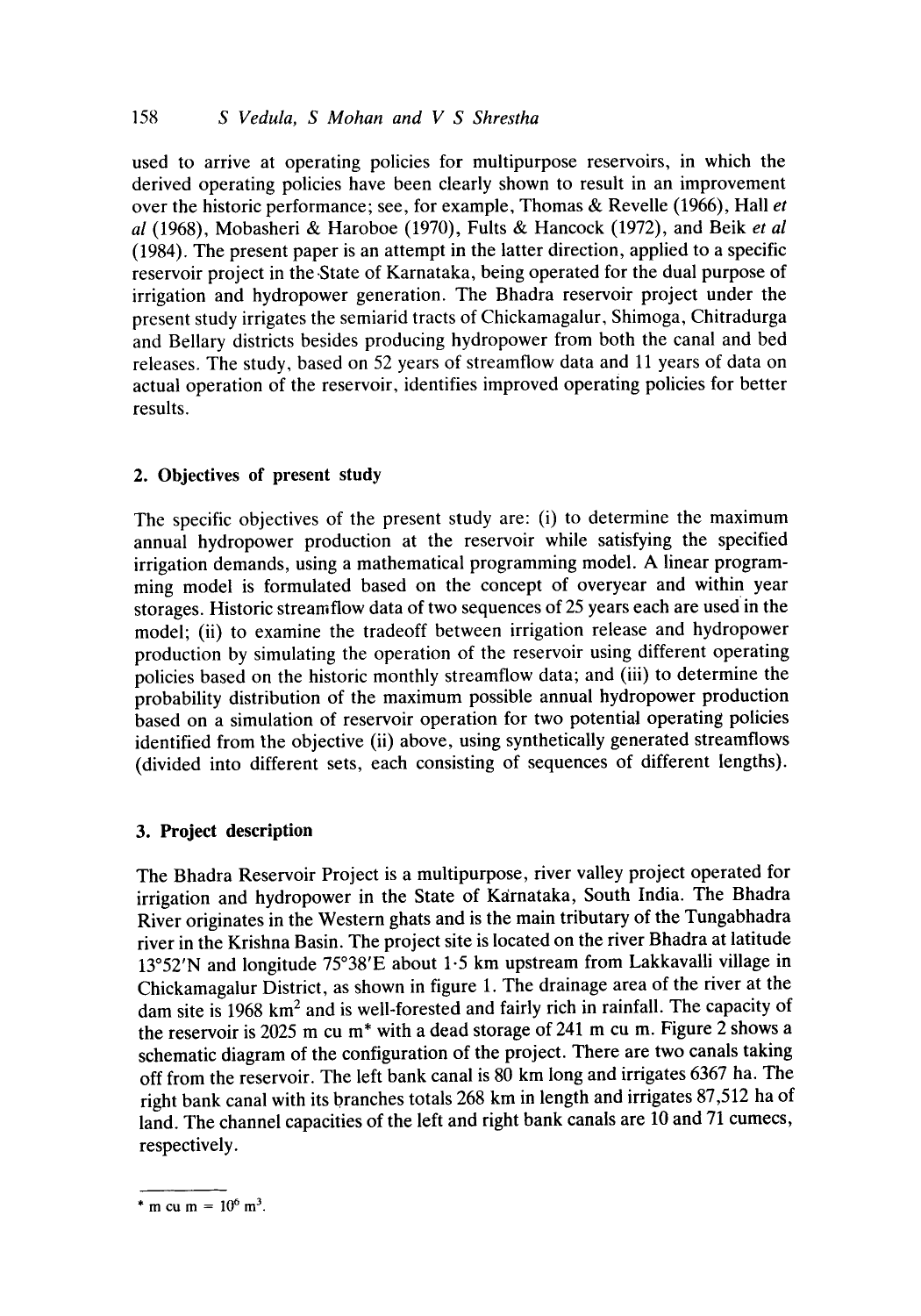used to arrive at operating policies for multipurpose reservoirs, in which the derived operating policies have been clearly shown to result in an improvement over the historic performance; see, for example, Thomas & Revelle (1966), Hall *et al* (1968), Mobasheri & Haroboe (1970), Fults & Hancock (1972), and Beik *et al* (1984). The present paper is an attempt in the latter direction, applied to a specific reservoir project in the State of Karnataka, being operated for the dual purpose of irrigation and hydropower generation. The Bhadra reservoir project under the present study irrigates the semiarid tracts of Chickamagalur, Shimoga, Chitradurga and Bellary districts besides producing hydropower from both the canal and bed releases. The study, based on 52 years of streamflow data and 11 years of data on actual operation of the reservoir, identifies improved operating policies for better results.

## 2. Objectives of present study

The specific objectives of the present study are: (i) to determine the maximum annual hydropower production at the reservoir while satisfying the specified irrigation demands, using a mathematical programming model. A linear programming model is formulated based on the concept of overyear and within year storages. Historic streamflow data of two sequences of 25 years each are used in the model; (ii) to examine the tradeoff between irrigation release and hydropower production by simulating the operation of the reservoir using different operating policies based on the historic monthly streamflow data; and (iii) to determine the probability distribution of the maximum possible annual hydropower production based on a simulation of reservoir operation for two potential operating policies identified from the objective (ii) above, using synthetically generated streamflows (divided into different sets, each consisting of sequences of different lengths).

## 3. Project description

The Bhadra Reservoir Project is a multipurpose, river valley project operated for irrigation and hydropower in the State of Karnataka, South India. The Bhadra River originates in the Western ghats and is the main tributary of the Tungabhadra river in the Krishna Basin. The project site is located on the river Bhadra at latitude 13°52'N and longitude 75°38'E about 1·5 km upstream from Lakkavalli village in Chickamagalur District, as shown in figure 1. The drainage area of the river at the dam site is 1968 $km^2$ and is well-forested and fairly rich in rainfall. The capacity of the reservoir is 2025 m cu m* with a dead storage of 241 m cu m. Figure 2 shows a schematic diagram of the configuration of the project. There are two canals taking off from the reservoir. The left bank canal is 80 km long and irrigates 6367 ha. The right bank canal with its branches totals 268 km in length and irrigates 87,512 ha of land. The channel capacities of the left and right bank canals are 10 and 71 cumecs, respectively.

* m cu m = $10^6$ $m^3$.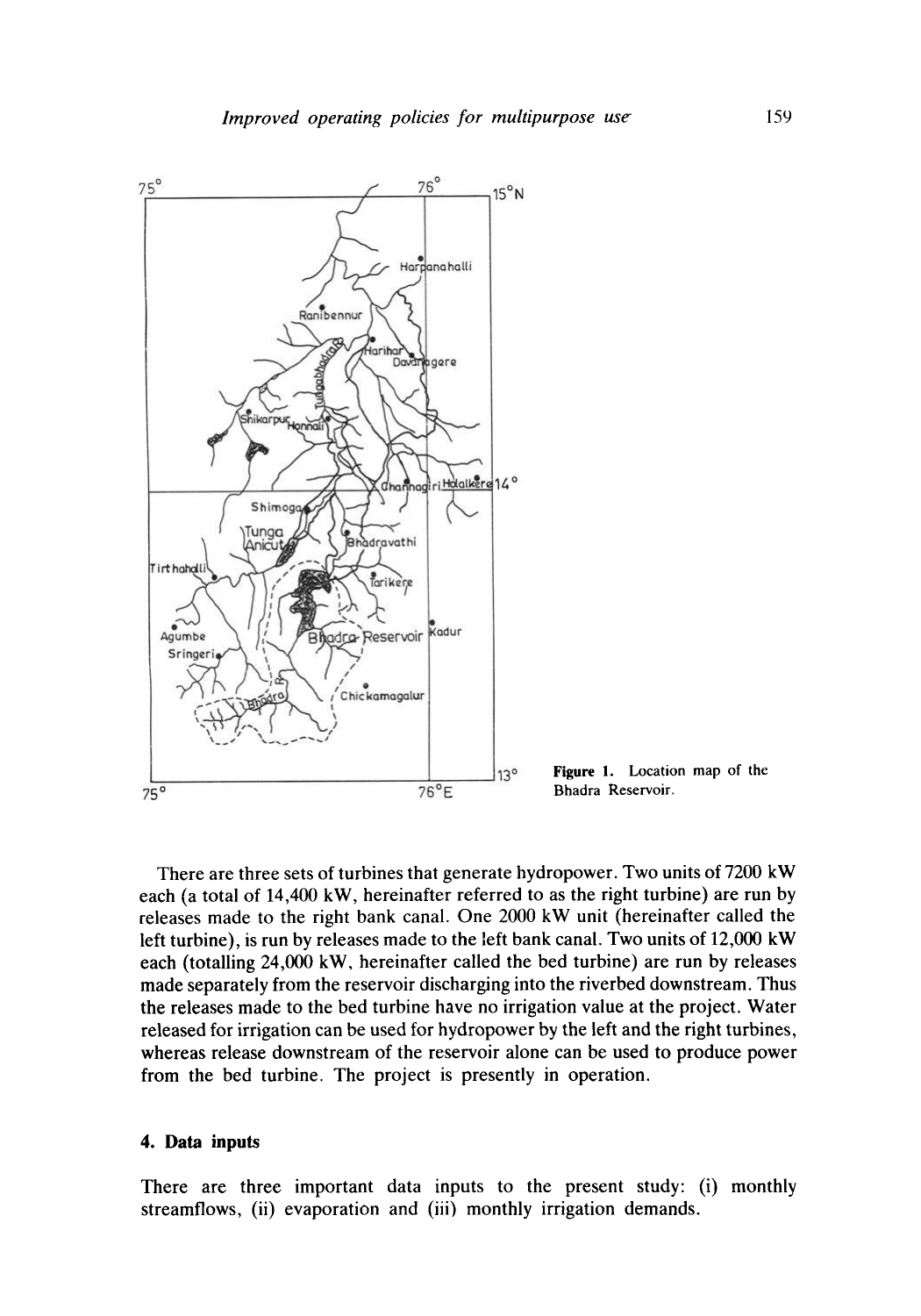Figure 1. Location map of the Bhadra Reservoir.

There are three sets of turbines that generate hydropower. Two units of 7200 kW each (a total of 14,400 kW, hereinafter referred to as the right turbine) are run by releases made to the right bank canal. One 2000 kW unit (hereinafter called the left turbine), is run by releases made to the left bank canal. Two units of 12,000 kW each (totalling 24,000 kW, hereinafter called the bed turbine) are run by releases made separately from the reservoir discharging into the riverbed downstream. Thus the releases made to the bed turbine have no irrigation value at the project. Water released for irrigation can be used for hydropower by the left and the right turbines, whereas release downstream of the reservoir alone can be used to produce power from the bed turbine. The project is presently in operation.

## 4. Data inputs

There are three important data inputs to the present study: (i) monthly streamflows, (ii) evaporation and (iii) monthly irrigation demands.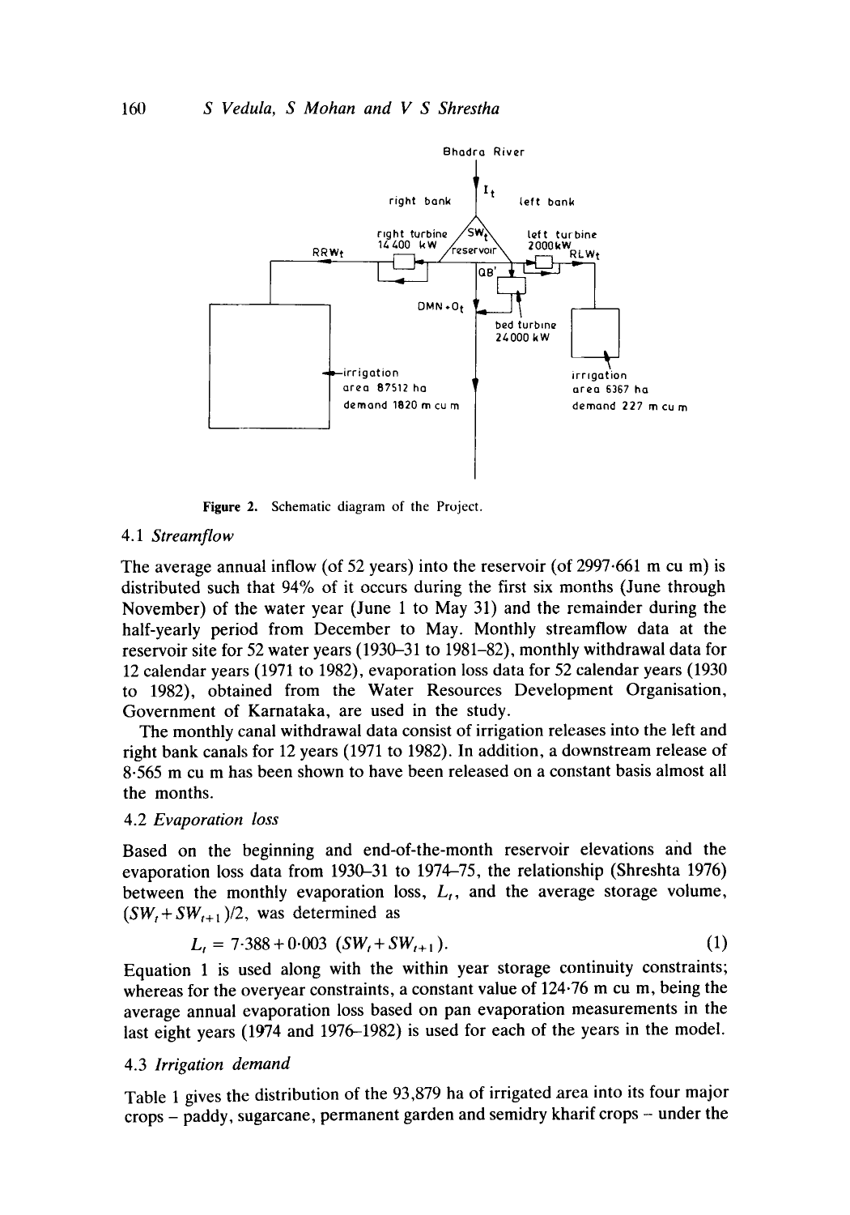Figure 2. Schematic diagram of the Project.

### 4.1 *Streamflow*

The average annual inflow (of 52 years) into the reservoir (of 2997·661 m cu m) is distributed such that 94% of it occurs during the first six months (June through November) of the water year (June 1 to May 31) and the remainder during the half-yearly period from December to May. Monthly streamflow data at the reservoir site for 52 water years (1930–31 to 1981–82), monthly withdrawal data for 12 calendar years (1971 to 1982), evaporation loss data for 52 calendar years (1930 to 1982), obtained from the Water Resources Development Organisation, Government of Karnataka, are used in the study.

The monthly canal withdrawal data consist of irrigation releases into the left and right bank canals for 12 years (1971 to 1982). In addition, a downstream release of 8·565 m cu m has been shown to have been released on a constant basis almost all the months.

### 4.2 *Evaporation loss*

Based on the beginning and end-of-the-month reservoir elevations and the evaporation loss data from 1930–31 to 1974–75, the relationship (Shreshta 1976) between the monthly evaporation loss, $L_t$, and the average storage volume, $(SW_t + SW_{t+1})/2$, was determined as

$$L_t = 7{\cdot}388 + 0{\cdot}003\ (SW_t + SW_{t+1}). \tag{1}$$

Equation 1 is used along with the within year storage continuity constraints; whereas for the overyear constraints, a constant value of 124·76 m cu m, being the average annual evaporation loss based on pan evaporation measurements in the last eight years (1974 and 1976–1982) is used for each of the years in the model.

### 4.3 *Irrigation demand*

Table 1 gives the distribution of the 93,879 ha of irrigated area into its four major crops – paddy, sugarcane, permanent garden and semidry kharif crops – under the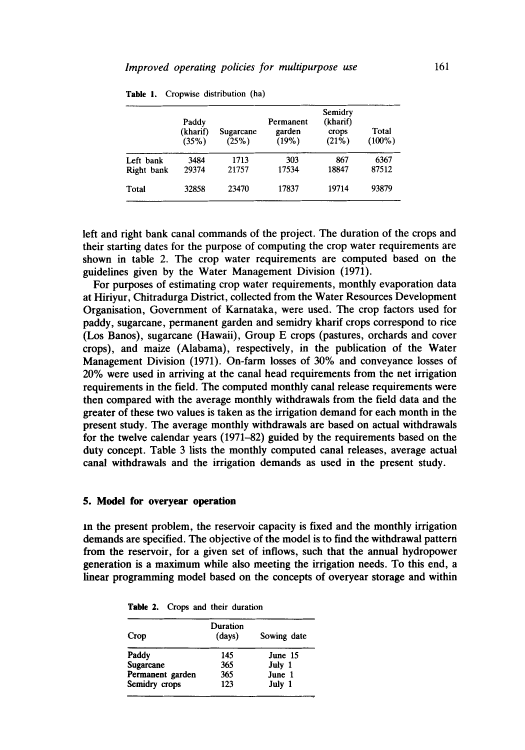Table 1. Cropwise distribution (ha)

| | Paddy (kharif) (35%) | Sugarcane (25%) | Permanent garden (19%) | Semidry (kharif) crops (21%) | Total (100%) |
|---|---|---|---|---|---|
| Left bank | 3484 | 1713 | 303 | 867 | 6367 |
| Right bank | 29374 | 21757 | 17534 | 18847 | 87512 |
| Total | 32858 | 23470 | 17837 | 19714 | 93879 |

left and right bank canal commands of the project. The duration of the crops and their starting dates for the purpose of computing the crop water requirements are shown in table 2. The crop water requirements are computed based on the guidelines given by the Water Management Division (1971).

For purposes of estimating crop water requirements, monthly evaporation data at Hiriyur, Chitradurga District, collected from the Water Resources Development Organisation, Government of Karnataka, were used. The crop factors used for paddy, sugarcane, permanent garden and semidry kharif crops correspond to rice (Los Banos), sugarcane (Hawaii), Group E crops (pastures, orchards and cover crops), and maize (Alabama), respectively, in the publication of the Water Management Division (1971). On-farm losses of 30% and conveyance losses of 20% were used in arriving at the canal head requirements from the net irrigation requirements in the field. The computed monthly canal release requirements were then compared with the average monthly withdrawals from the field data and the greater of these two values is taken as the irrigation demand for each month in the present study. The average monthly withdrawals are based on actual withdrawals for the twelve calendar years (1971–82) guided by the requirements based on the duty concept. Table 3 lists the monthly computed canal releases, average actual canal withdrawals and the irrigation demands as used in the present study.

## 5. Model for overyear operation

In the present problem, the reservoir capacity is fixed and the monthly irrigation demands are specified. The objective of the model is to find the withdrawal pattern from the reservoir, for a given set of inflows, such that the annual hydropower generation is a maximum while also meeting the irrigation needs. To this end, a linear programming model based on the concepts of overyear storage and within

Table 2. Crops and their duration

| Crop | Duration (days) | Sowing date |
|---|---|---|
| Paddy | 145 | June 15 |
| Sugarcane | 365 | July 1 |
| Permanent garden | 365 | June 1 |
| Semidry crops | 123 | July 1 |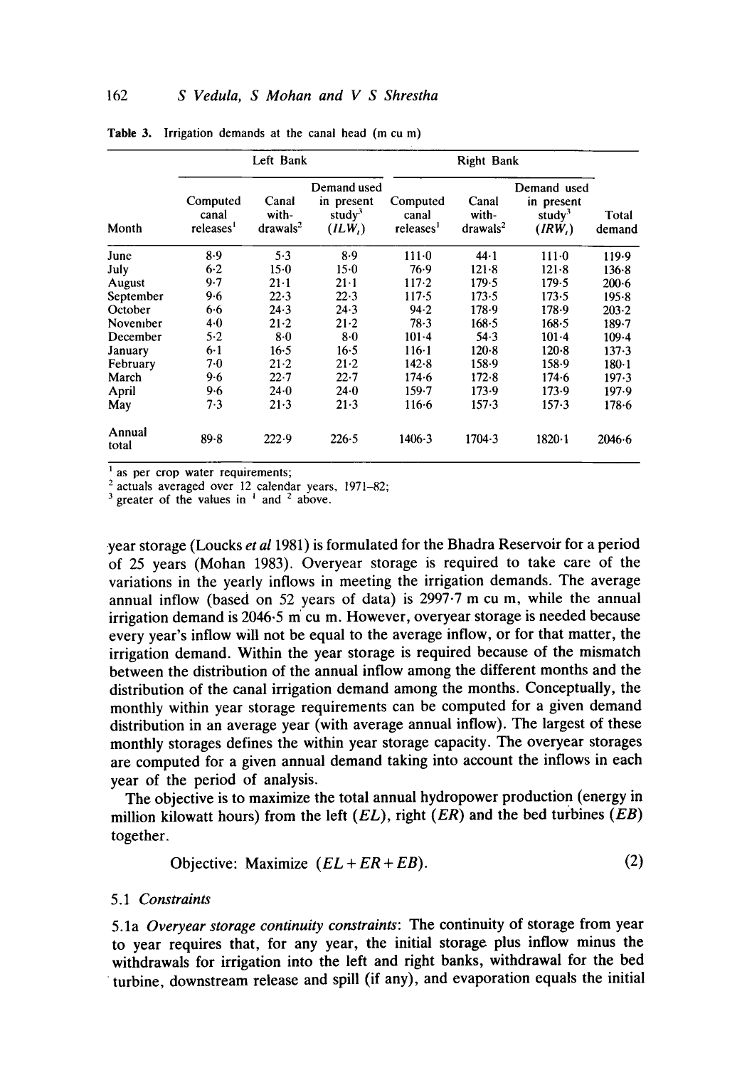**Table 3.** Irrigation demands at the canal head (m cu m)

| Month | Left Bank | | | Right Bank | | | Total demand |
|---|---|---|---|---|---|---|---|
| | Computed canal releases[1] | Canal with-drawals[2] | Demand used in present study[3] ($ILW_t$) | Computed canal releases[1] | Canal with-drawals[2] | Demand used in present study[3] ($IRW_t$) | |
| June | 8·9 | 5·3 | 8·9 | 111·0 | 44·1 | 111·0 | 119·9 |
| July | 6·2 | 15·0 | 15·0 | 76·9 | 121·8 | 121·8 | 136·8 |
| August | 9·7 | 21·1 | 21·1 | 117·2 | 179·5 | 179·5 | 200·6 |
| September | 9·6 | 22·3 | 22·3 | 117·5 | 173·5 | 173·5 | 195·8 |
| October | 6·6 | 24·3 | 24·3 | 94·2 | 178·9 | 178·9 | 203·2 |
| November | 4·0 | 21·2 | 21·2 | 78·3 | 168·5 | 168·5 | 189·7 |
| December | 5·2 | 8·0 | 8·0 | 101·4 | 54·3 | 101·4 | 109·4 |
| January | 6·1 | 16·5 | 16·5 | 116·1 | 120·8 | 120·8 | 137·3 |
| February | 7·0 | 21·2 | 21·2 | 142·8 | 158·9 | 158·9 | 180·1 |
| March | 9·6 | 22·7 | 22·7 | 174·6 | 172·8 | 174·6 | 197·3 |
| April | 9·6 | 24·0 | 24·0 | 159·7 | 173·9 | 173·9 | 197·9 |
| May | 7·3 | 21·3 | 21·3 | 116·6 | 157·3 | 157·3 | 178·6 |
| Annual total | 89·8 | 222·9 | 226·5 | 1406·3 | 1704·3 | 1820·1 | 2046·6 |

[1] as per crop water requirements;
[2] actuals averaged over 12 calendar years, 1971–82;
[3] greater of the values in [1] and [2] above.

year storage (Loucks *et al* 1981) is formulated for the Bhadra Reservoir for a period of 25 years (Mohan 1983). Overyear storage is required to take care of the variations in the yearly inflows in meeting the irrigation demands. The average annual inflow (based on 52 years of data) is 2997·7 m cu m, while the annual irrigation demand is 2046·5 m cu m. However, overyear storage is needed because every year's inflow will not be equal to the average inflow, or for that matter, the irrigation demand. Within the year storage is required because of the mismatch between the distribution of the annual inflow among the different months and the distribution of the canal irrigation demand among the months. Conceptually, the monthly within year storage requirements can be computed for a given demand distribution in an average year (with average annual inflow). The largest of these monthly storages defines the within year storage capacity. The overyear storages are computed for a given annual demand taking into account the inflows in each year of the period of analysis.

The objective is to maximize the total annual hydropower production (energy in million kilowatt hours) from the left ($EL$), right ($ER$) and the bed turbines ($EB$) together.

$$\text{Objective: Maximize } (EL + ER + EB). \tag{2}$$

### 5.1 *Constraints*

5.1a *Overyear storage continuity constraints*: The continuity of storage from year to year requires that, for any year, the initial storage plus inflow minus the withdrawals for irrigation into the left and right banks, withdrawal for the bed turbine, downstream release and spill (if any), and evaporation equals the initial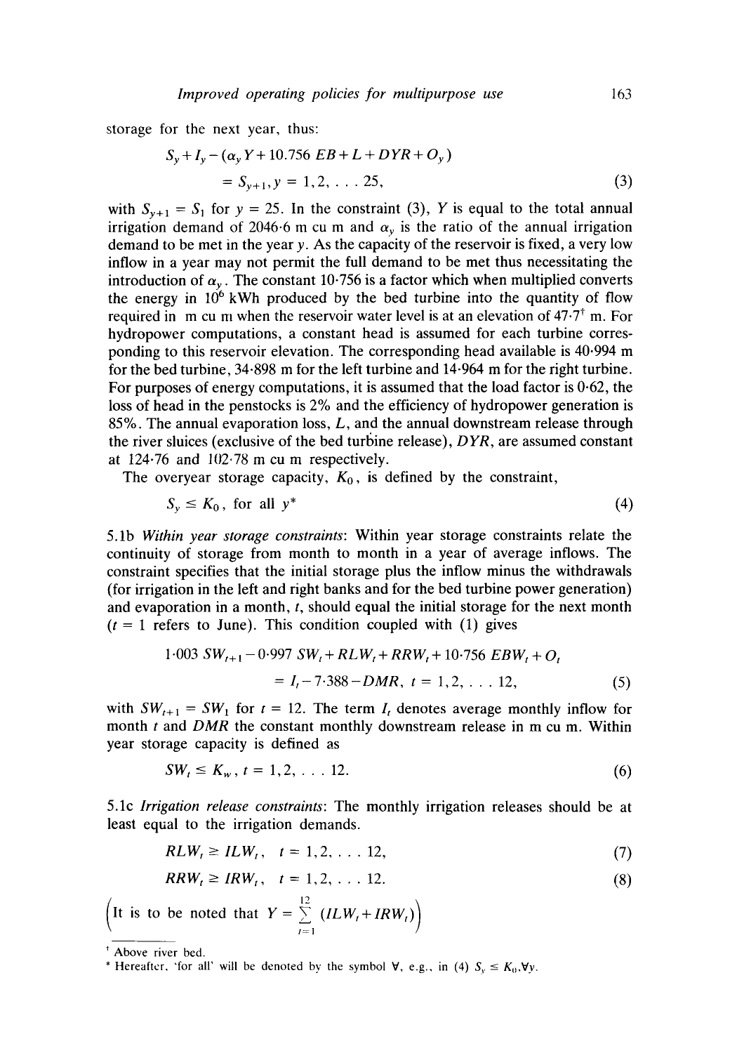storage for the next year, thus:

$$S_y + I_y - (\alpha_y Y + 10.756\ EB + L + DYR + O_y) = S_{y+1}, y = 1, 2, \ldots 25, \tag{3}$$

with $S_{y+1} = S_1$ for $y = 25$. In the constraint (3), $Y$ is equal to the total annual irrigation demand of 2046·6 m cu m and $\alpha_y$ is the ratio of the annual irrigation demand to be met in the year $y$. As the capacity of the reservoir is fixed, a very low inflow in a year may not permit the full demand to be met thus necessitating the introduction of $\alpha_y$. The constant 10·756 is a factor which when multiplied converts the energy in $10^6$ kWh produced by the bed turbine into the quantity of flow required in m cu m when the reservoir water level is at an elevation of 47·7[†] m. For hydropower computations, a constant head is assumed for each turbine corresponding to this reservoir elevation. The corresponding head available is 40·994 m for the bed turbine, 34·898 m for the left turbine and 14·964 m for the right turbine. For purposes of energy computations, it is assumed that the load factor is 0·62, the loss of head in the penstocks is 2% and the efficiency of hydropower generation is 85%. The annual evaporation loss, $L$, and the annual downstream release through the river sluices (exclusive of the bed turbine release), $DYR$, are assumed constant at 124·76 and 102·78 m cu m respectively.

The overyear storage capacity, $K_0$, is defined by the constraint,

$$S_y \leq K_0, \text{ for all } y^* \tag{4}$$

5.1b *Within year storage constraints*: Within year storage constraints relate the continuity of storage from month to month in a year of average inflows. The constraint specifies that the initial storage plus the inflow minus the withdrawals (for irrigation in the left and right banks and for the bed turbine power generation) and evaporation in a month, $t$, should equal the initial storage for the next month ($t = 1$ refers to June). This condition coupled with (1) gives

$$1.003\ SW_{t+1} - 0.997\ SW_t + RLW_t + RRW_t + 10.756\ EBW_t + O_t = I_t - 7.388 - DMR,\ t = 1, 2, \ldots 12, \tag{5}$$

with $SW_{t+1} = SW_1$ for $t = 12$. The term $I_t$ denotes average monthly inflow for month $t$ and $DMR$ the constant monthly downstream release in m cu m. Within year storage capacity is defined as

$$SW_t \leq K_w,\ t = 1, 2, \ldots 12. \tag{6}$$

5.1c *Irrigation release constraints*: The monthly irrigation releases should be at least equal to the irrigation demands.

$$RLW_t \geq ILW_t, \quad t = 1, 2, \ldots 12, \tag{7}$$

$$RRW_t \geq IRW_t, \quad t = 1, 2, \ldots 12. \tag{8}$$

(It is to be noted that $Y = \sum_{t=1}^{12} (ILW_t + IRW_t)$)

---

[†] Above river bed.

[*] Hereafter, 'for all' will be denoted by the symbol $\forall$, e.g., in (4) $S_y \leq K_0, \forall y$.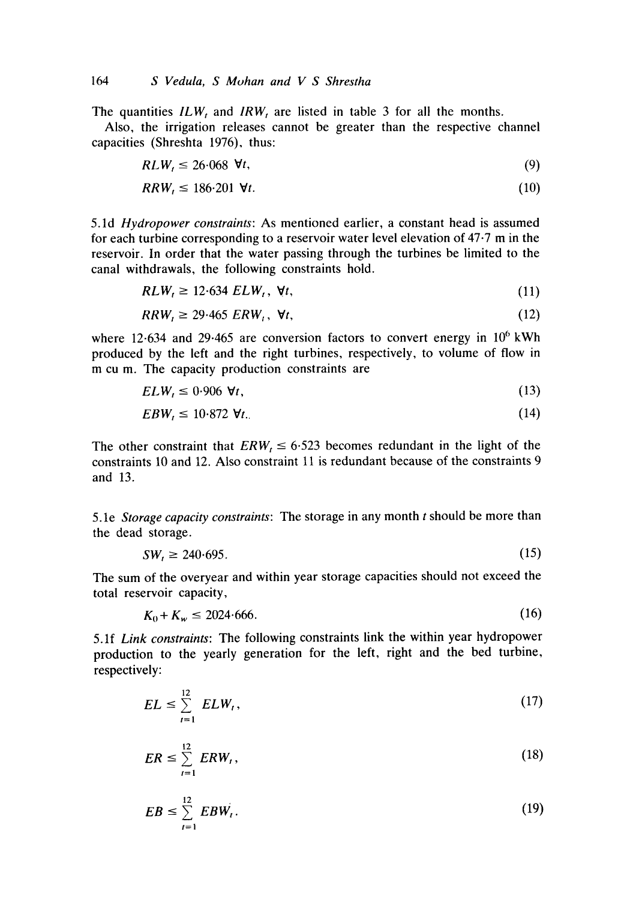The quantities $ILW_t$ and $IRW_t$ are listed in table 3 for all the months.

Also, the irrigation releases cannot be greater than the respective channel capacities (Shreshta 1976), thus:

$$RLW_t \leq 26{\cdot}068 \;\; \forall t, \tag{9}$$

$$RRW_t \leq 186{\cdot}201 \;\; \forall t. \tag{10}$$

5.1d *Hydropower constraints*: As mentioned earlier, a constant head is assumed for each turbine corresponding to a reservoir water level elevation of 47·7 m in the reservoir. In order that the water passing through the turbines be limited to the canal withdrawals, the following constraints hold.

$$RLW_t \geq 12{\cdot}634 \; ELW_t, \;\; \forall t, \tag{11}$$

$$RRW_t \geq 29{\cdot}465 \; ERW_t, \;\; \forall t, \tag{12}$$

where 12·634 and 29·465 are conversion factors to convert energy in $10^6$ kWh produced by the left and the right turbines, respectively, to volume of flow in m cu m. The capacity production constraints are

$$ELW_t \leq 0{\cdot}906 \;\; \forall t, \tag{13}$$

$$EBW_t \leq 10{\cdot}872 \;\; \forall t. \tag{14}$$

The other constraint that $ERW_t \leq 6{\cdot}523$ becomes redundant in the light of the constraints 10 and 12. Also constraint 11 is redundant because of the constraints 9 and 13.

5.1e *Storage capacity constraints*: The storage in any month $t$ should be more than the dead storage.

$$SW_t \geq 240{\cdot}695. \tag{15}$$

The sum of the overyear and within year storage capacities should not exceed the total reservoir capacity,

$$K_0 + K_w \leq 2024{\cdot}666. \tag{16}$$

5.1f *Link constraints*: The following constraints link the within year hydropower production to the yearly generation for the left, right and the bed turbine, respectively:

$$EL \leq \sum_{t=1}^{12} ELW_t, \tag{17}$$

$$ER \leq \sum_{t=1}^{12} ERW_t, \tag{18}$$

$$EB \leq \sum_{t=1}^{12} EBW_t. \tag{19}$$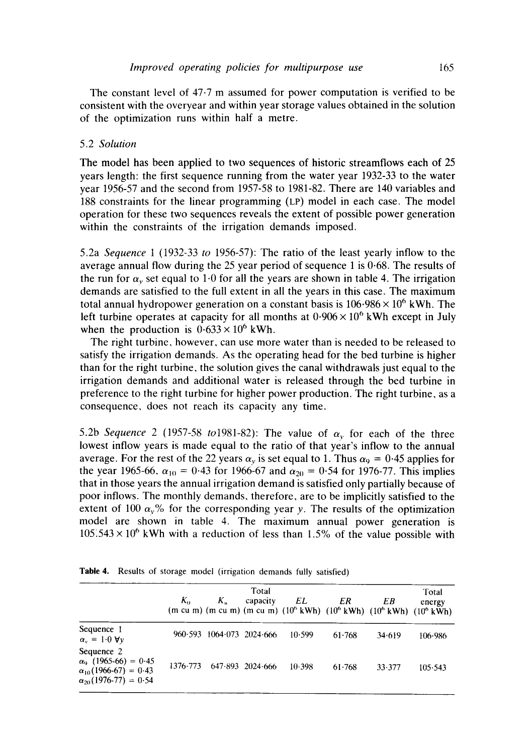The constant level of 47·7 m assumed for power computation is verified to be consistent with the overyear and within year storage values obtained in the solution of the optimization runs within half a metre.

### 5.2 *Solution*

The model has been applied to two sequences of historic streamflows each of 25 years length: the first sequence running from the water year 1932-33 to the water year 1956-57 and the second from 1957-58 to 1981-82. There are 140 variables and 188 constraints for the linear programming (LP) model in each case. The model operation for these two sequences reveals the extent of possible power generation within the constraints of the irrigation demands imposed.

5.2a *Sequence* 1 (1932-33 *to* 1956-57): The ratio of the least yearly inflow to the average annual flow during the 25 year period of sequence 1 is 0·68. The results of the run for $\alpha_y$ set equal to 1·0 for all the years are shown in table 4. The irrigation demands are satisfied to the full extent in all the years in this case. The maximum total annual hydropower generation on a constant basis is $106{\cdot}986 \times 10^6$ kWh. The left turbine operates at capacity for all months at $0{\cdot}906 \times 10^6$ kWh except in July when the production is $0{\cdot}633 \times 10^6$ kWh.

The right turbine, however, can use more water than is needed to be released to satisfy the irrigation demands. As the operating head for the bed turbine is higher than for the right turbine, the solution gives the canal withdrawals just equal to the irrigation demands and additional water is released through the bed turbine in preference to the right turbine for higher power production. The right turbine, as a consequence, does not reach its capacity any time.

5.2b *Sequence* 2 (1957-58 *to*1981-82): The value of $\alpha_y$ for each of the three lowest inflow years is made equal to the ratio of that year's inflow to the annual average. For the rest of the 22 years $\alpha_y$ is set equal to 1. Thus $\alpha_9 = 0{\cdot}45$ applies for the year 1965-66, $\alpha_{10} = 0{\cdot}43$ for 1966-67 and $\alpha_{20} = 0{\cdot}54$ for 1976-77. This implies that in those years the annual irrigation demand is satisfied only partially because of poor inflows. The monthly demands, therefore, are to be implicitly satisfied to the extent of 100 $\alpha_y$% for the corresponding year $y$. The results of the optimization model are shown in table 4. The maximum annual power generation is $105{\cdot}543 \times 10^6$ kWh with a reduction of less than 1.5% of the value possible with

**Table 4.** Results of storage model (irrigation demands fully satisfied)

| | $K_0$ (m cu m) | $K_w$ (m cu m) | Total capacity (m cu m) | $EL$ ($10^6$ kWh) | $ER$ ($10^6$ kWh) | $EB$ ($10^6$ kWh) | Total energy ($10^6$ kWh) |
|---|---|---|---|---|---|---|---|
| Sequence 1 $\alpha_y = 1{\cdot}0\ \forall y$ | 960·593 | 1064·073 | 2024·666 | 10·599 | 61·768 | 34·619 | 106·986 |
| Sequence 2 $\alpha_9$ (1965-66) = 0·45 $\alpha_{10}$(1966-67) = 0·43 $\alpha_{20}$(1976-77) = 0·54 | 1376·773 | 647·893 | 2024·666 | 10·398 | 61·768 | 33·377 | 105·543 |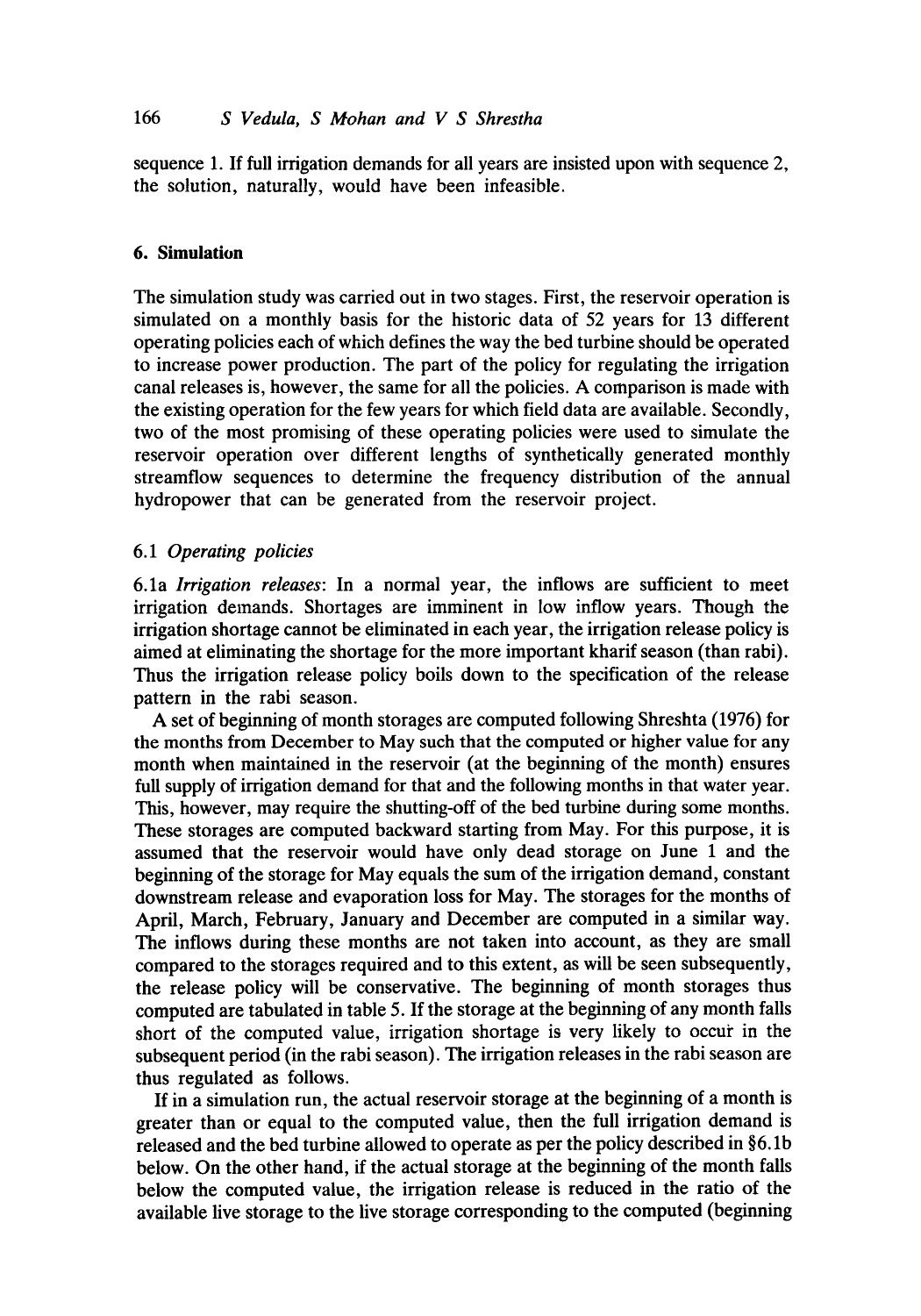sequence 1. If full irrigation demands for all years are insisted upon with sequence 2, the solution, naturally, would have been infeasible.

## 6. Simulation

The simulation study was carried out in two stages. First, the reservoir operation is simulated on a monthly basis for the historic data of 52 years for 13 different operating policies each of which defines the way the bed turbine should be operated to increase power production. The part of the policy for regulating the irrigation canal releases is, however, the same for all the policies. A comparison is made with the existing operation for the few years for which field data are available. Secondly, two of the most promising of these operating policies were used to simulate the reservoir operation over different lengths of synthetically generated monthly streamflow sequences to determine the frequency distribution of the annual hydropower that can be generated from the reservoir project.

### 6.1 *Operating policies*

6.1a *Irrigation releases*: In a normal year, the inflows are sufficient to meet irrigation demands. Shortages are imminent in low inflow years. Though the irrigation shortage cannot be eliminated in each year, the irrigation release policy is aimed at eliminating the shortage for the more important kharif season (than rabi). Thus the irrigation release policy boils down to the specification of the release pattern in the rabi season.

A set of beginning of month storages are computed following Shreshta (1976) for the months from December to May such that the computed or higher value for any month when maintained in the reservoir (at the beginning of the month) ensures full supply of irrigation demand for that and the following months in that water year. This, however, may require the shutting-off of the bed turbine during some months. These storages are computed backward starting from May. For this purpose, it is assumed that the reservoir would have only dead storage on June 1 and the beginning of the storage for May equals the sum of the irrigation demand, constant downstream release and evaporation loss for May. The storages for the months of April, March, February, January and December are computed in a similar way. The inflows during these months are not taken into account, as they are small compared to the storages required and to this extent, as will be seen subsequently, the release policy will be conservative. The beginning of month storages thus computed are tabulated in table 5. If the storage at the beginning of any month falls short of the computed value, irrigation shortage is very likely to occur in the subsequent period (in the rabi season). The irrigation releases in the rabi season are thus regulated as follows.

If in a simulation run, the actual reservoir storage at the beginning of a month is greater than or equal to the computed value, then the full irrigation demand is released and the bed turbine allowed to operate as per the policy described in §6.1b below. On the other hand, if the actual storage at the beginning of the month falls below the computed value, the irrigation release is reduced in the ratio of the available live storage to the live storage corresponding to the computed (beginning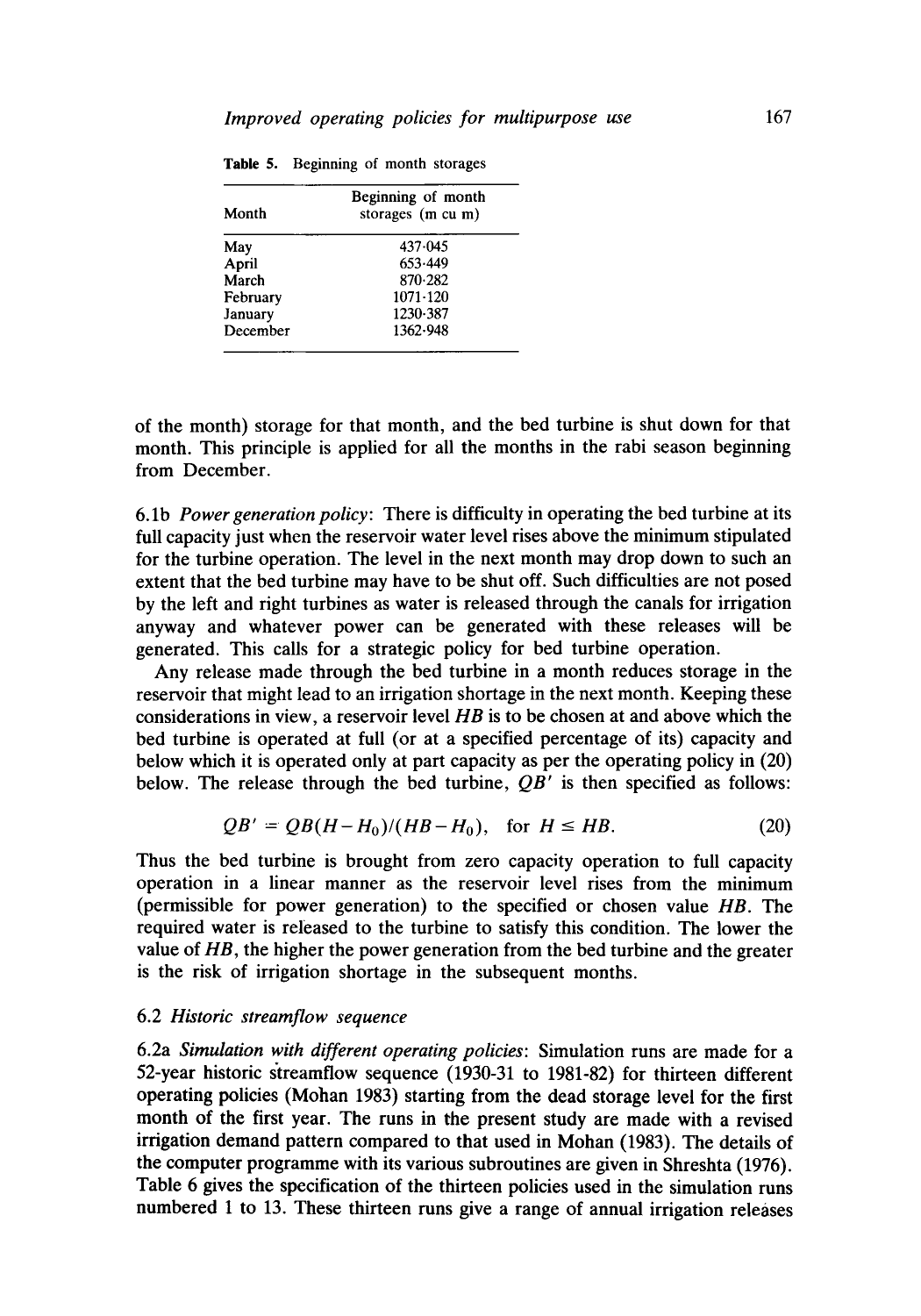Table 5. Beginning of month storages

| Month | Beginning of month storages (m cu m) |
|---|---|
| May | 437·045 |
| April | 653·449 |
| March | 870·282 |
| February | 1071·120 |
| January | 1230·387 |
| December | 1362·948 |

of the month) storage for that month, and the bed turbine is shut down for that month. This principle is applied for all the months in the rabi season beginning from December.

6.1b *Power generation policy*: There is difficulty in operating the bed turbine at its full capacity just when the reservoir water level rises above the minimum stipulated for the turbine operation. The level in the next month may drop down to such an extent that the bed turbine may have to be shut off. Such difficulties are not posed by the left and right turbines as water is released through the canals for irrigation anyway and whatever power can be generated with these releases will be generated. This calls for a strategic policy for bed turbine operation.

Any release made through the bed turbine in a month reduces storage in the reservoir that might lead to an irrigation shortage in the next month. Keeping these considerations in view, a reservoir level $HB$ is to be chosen at and above which the bed turbine is operated at full (or at a specified percentage of its) capacity and below which it is operated only at part capacity as per the operating policy in (20) below. The release through the bed turbine, $QB'$ is then specified as follows:

$$QB' = QB(H - H_0)/(HB - H_0), \quad \text{for } H \leq HB. \tag{20}$$

Thus the bed turbine is brought from zero capacity operation to full capacity operation in a linear manner as the reservoir level rises from the minimum (permissible for power generation) to the specified or chosen value $HB$. The required water is released to the turbine to satisfy this condition. The lower the value of $HB$, the higher the power generation from the bed turbine and the greater is the risk of irrigation shortage in the subsequent months.

### 6.2 *Historic streamflow sequence*

6.2a *Simulation with different operating policies*: Simulation runs are made for a 52-year historic streamflow sequence (1930-31 to 1981-82) for thirteen different operating policies (Mohan 1983) starting from the dead storage level for the first month of the first year. The runs in the present study are made with a revised irrigation demand pattern compared to that used in Mohan (1983). The details of the computer programme with its various subroutines are given in Shreshta (1976). Table 6 gives the specification of the thirteen policies used in the simulation runs numbered 1 to 13. These thirteen runs give a range of annual irrigation releases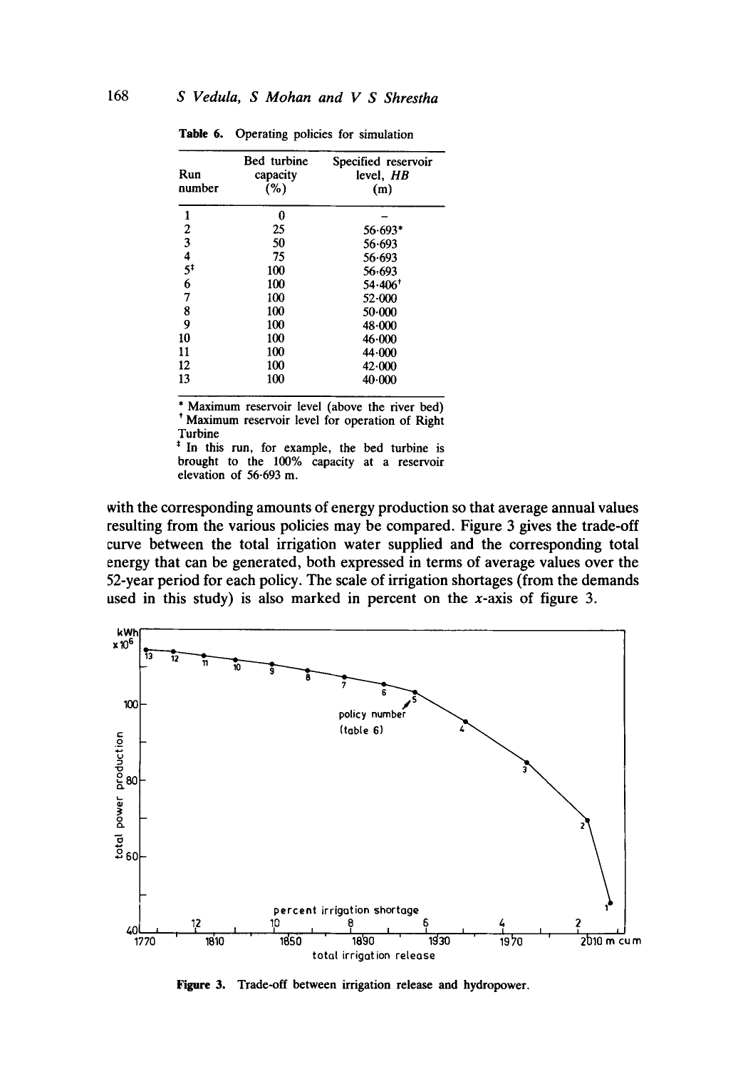Table 6. Operating policies for simulation

| Run number | Bed turbine capacity (%) | Specified reservoir level, *HB* (m) |
|---|---|---|
| 1 | 0 | – |
| 2 | 25 | 56·693* |
| 3 | 50 | 56·693 |
| 4 | 75 | 56·693 |
| 5[‡] | 100 | 56·693 |
| 6 | 100 | 54·406[†] |
| 7 | 100 | 52·000 |
| 8 | 100 | 50·000 |
| 9 | 100 | 48·000 |
| 10 | 100 | 46·000 |
| 11 | 100 | 44·000 |
| 12 | 100 | 42·000 |
| 13 | 100 | 40·000 |

\* Maximum reservoir level (above the river bed)
[†] Maximum reservoir level for operation of Right Turbine
[‡] In this run, for example, the bed turbine is brought to the 100% capacity at a reservoir elevation of 56·693 m.

with the corresponding amounts of energy production so that average annual values resulting from the various policies may be compared. Figure 3 gives the trade-off curve between the total irrigation water supplied and the corresponding total energy that can be generated, both expressed in terms of average values over the 52-year period for each policy. The scale of irrigation shortages (from the demands used in this study) is also marked in percent on the $x$-axis of figure 3.

Figure 3. Trade-off between irrigation release and hydropower.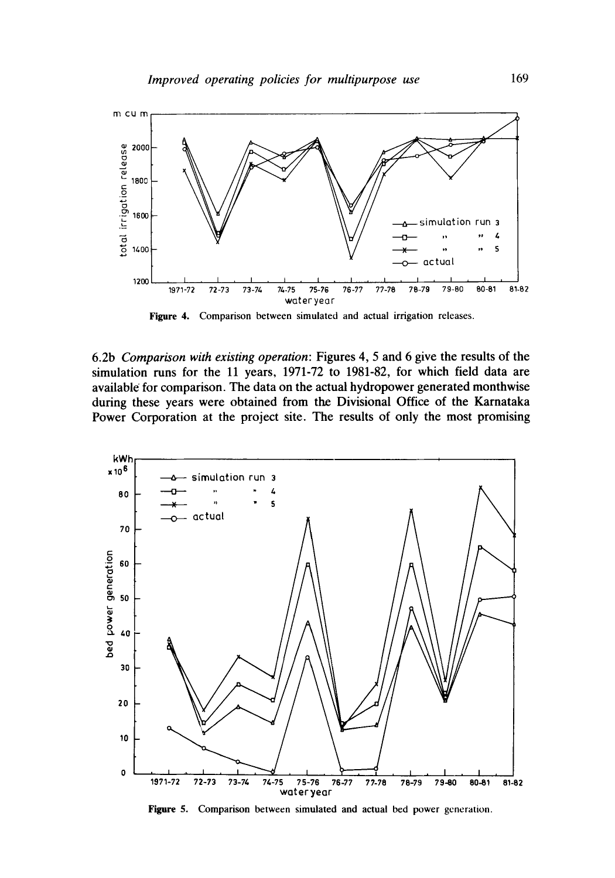Figure 4. Comparison between simulated and actual irrigation releases.

6.2b *Comparison with existing operation*: Figures 4, 5 and 6 give the results of the simulation runs for the 11 years, 1971-72 to 1981-82, for which field data are available for comparison. The data on the actual hydropower generated monthwise during these years were obtained from the Divisional Office of the Karnataka Power Corporation at the project site. The results of only the most promising

Figure 5. Comparison between simulated and actual bed power generation.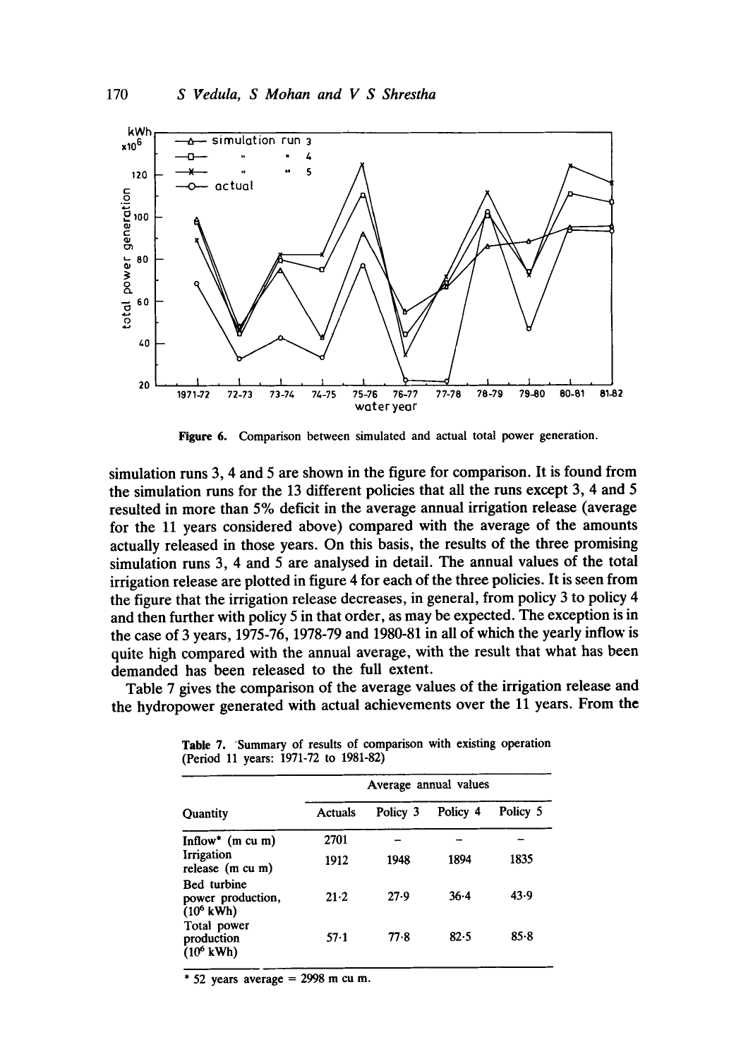Figure 6. Comparison between simulated and actual total power generation.

simulation runs 3, 4 and 5 are shown in the figure for comparison. It is found from the simulation runs for the 13 different policies that all the runs except 3, 4 and 5 resulted in more than 5% deficit in the average annual irrigation release (average for the 11 years considered above) compared with the average of the amounts actually released in those years. On this basis, the results of the three promising simulation runs 3, 4 and 5 are analysed in detail. The annual values of the total irrigation release are plotted in figure 4 for each of the three policies. It is seen from the figure that the irrigation release decreases, in general, from policy 3 to policy 4 and then further with policy 5 in that order, as may be expected. The exception is in the case of 3 years, 1975-76, 1978-79 and 1980-81 in all of which the yearly inflow is quite high compared with the annual average, with the result that what has been demanded has been released to the full extent.

Table 7 gives the comparison of the average values of the irrigation release and the hydropower generated with actual achievements over the 11 years. From the

Table 7. Summary of results of comparison with existing operation (Period 11 years: 1971-72 to 1981-82)

| Quantity | Average annual values | | | |
|---|---|---|---|---|
| | Actuals | Policy 3 | Policy 4 | Policy 5 |
| Inflow* (m cu m) | 2701 | – | – | – |
| Irrigation release (m cu m) | 1912 | 1948 | 1894 | 1835 |
| Bed turbine power production, ($10^6$ kWh) | 21·2 | 27·9 | 36·4 | 43·9 |
| Total power production ($10^6$ kWh) | 57·1 | 77·8 | 82·5 | 85·8 |

\* 52 years average = 2998 m cu m.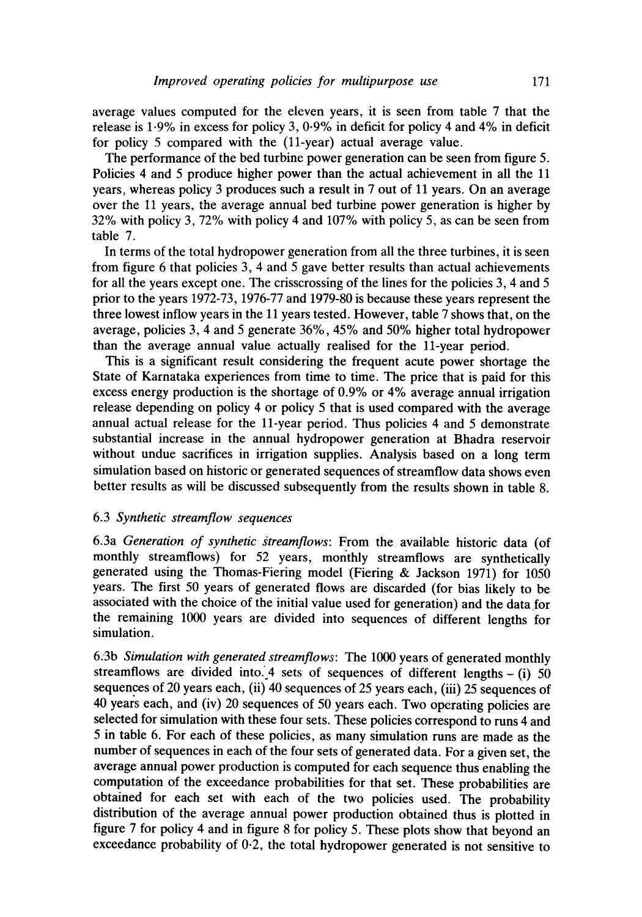average values computed for the eleven years, it is seen from table 7 that the release is 1·9% in excess for policy 3, 0·9% in deficit for policy 4 and 4% in deficit for policy 5 compared with the (11-year) actual average value.

The performance of the bed turbine power generation can be seen from figure 5. Policies 4 and 5 produce higher power than the actual achievement in all the 11 years, whereas policy 3 produces such a result in 7 out of 11 years. On an average over the 11 years, the average annual bed turbine power generation is higher by 32% with policy 3, 72% with policy 4 and 107% with policy 5, as can be seen from table 7.

In terms of the total hydropower generation from all the three turbines, it is seen from figure 6 that policies 3, 4 and 5 gave better results than actual achievements for all the years except one. The crisscrossing of the lines for the policies 3, 4 and 5 prior to the years 1972-73, 1976-77 and 1979-80 is because these years represent the three lowest inflow years in the 11 years tested. However, table 7 shows that, on the average, policies 3, 4 and 5 generate 36%, 45% and 50% higher total hydropower than the average annual value actually realised for the 11-year period.

This is a significant result considering the frequent acute power shortage the State of Karnataka experiences from time to time. The price that is paid for this excess energy production is the shortage of 0.9% or 4% average annual irrigation release depending on policy 4 or policy 5 that is used compared with the average annual actual release for the 11-year period. Thus policies 4 and 5 demonstrate substantial increase in the annual hydropower generation at Bhadra reservoir without undue sacrifices in irrigation supplies. Analysis based on a long term simulation based on historic or generated sequences of streamflow data shows even better results as will be discussed subsequently from the results shown in table 8.

### 6.3 *Synthetic streamflow sequences*

6.3a *Generation of synthetic streamflows*: From the available historic data (of monthly streamflows) for 52 years, monthly streamflows are synthetically generated using the Thomas-Fiering model (Fiering & Jackson 1971) for 1050 years. The first 50 years of generated flows are discarded (for bias likely to be associated with the choice of the initial value used for generation) and the data for the remaining 1000 years are divided into sequences of different lengths for simulation.

6.3b *Simulation with generated streamflows*: The 1000 years of generated monthly streamflows are divided into 4 sets of sequences of different lengths – (i) 50 sequences of 20 years each, (ii) 40 sequences of 25 years each, (iii) 25 sequences of 40 years each, and (iv) 20 sequences of 50 years each. Two operating policies are selected for simulation with these four sets. These policies correspond to runs 4 and 5 in table 6. For each of these policies, as many simulation runs are made as the number of sequences in each of the four sets of generated data. For a given set, the average annual power production is computed for each sequence thus enabling the computation of the exceedance probabilities for that set. These probabilities are obtained for each set with each of the two policies used. The probability distribution of the average annual power production obtained thus is plotted in figure 7 for policy 4 and in figure 8 for policy 5. These plots show that beyond an exceedance probability of 0·2, the total hydropower generated is not sensitive to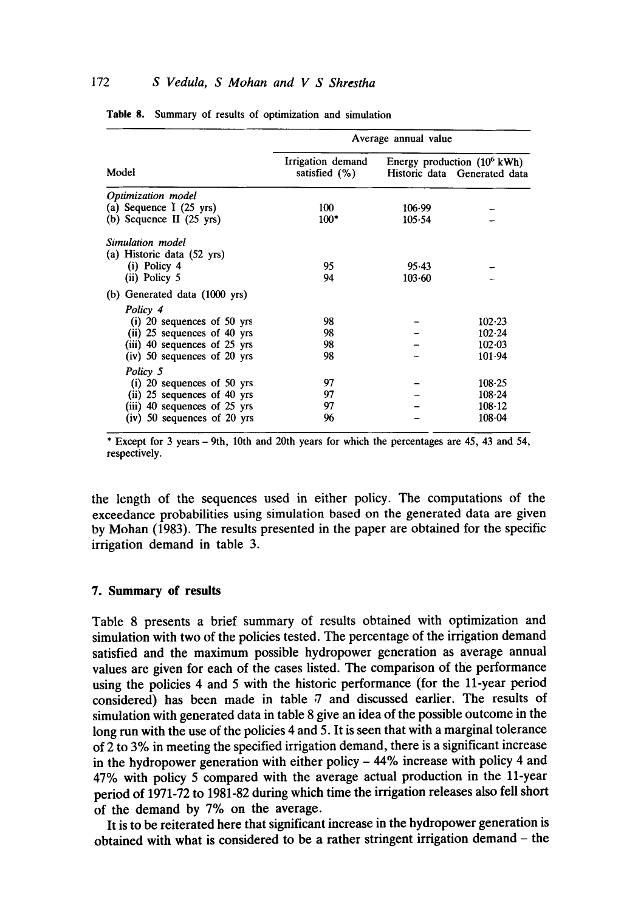**Table 8.** Summary of results of optimization and simulation

| Model | Average annual value | | |
|---|---|---|---|
| | Irrigation demand satisfied (%) | Energy production ($10^6$ kWh) Historic data | Generated data |
| *Optimization model* | | | |
| (a) Sequence I (25 yrs) | 100 | 106·99 | – |
| (b) Sequence II (25 yrs) | 100* | 105·54 | – |
| *Simulation model* | | | |
| (a) Historic data (52 yrs) | | | |
| (i) Policy 4 | 95 | 95·43 | – |
| (ii) Policy 5 | 94 | 103·60 | – |
| (b) Generated data (1000 yrs) | | | |
| *Policy 4* | | | |
| (i) 20 sequences of 50 yrs | 98 | – | 102·23 |
| (ii) 25 sequences of 40 yrs | 98 | – | 102·24 |
| (iii) 40 sequences of 25 yrs | 98 | – | 102·03 |
| (iv) 50 sequences of 20 yrs | 98 | – | 101·94 |
| *Policy 5* | | | |
| (i) 20 sequences of 50 yrs | 97 | – | 108·25 |
| (ii) 25 sequences of 40 yrs | 97 | – | 108·24 |
| (iii) 40 sequences of 25 yrs | 97 | – | 108·12 |
| (iv) 50 sequences of 20 yrs | 96 | – | 108·04 |

\* Except for 3 years – 9th, 10th and 20th years for which the percentages are 45, 43 and 54, respectively.

the length of the sequences used in either policy. The computations of the exceedance probabilities using simulation based on the generated data are given by Mohan (1983). The results presented in the paper are obtained for the specific irrigation demand in table 3.

## 7. Summary of results

Table 8 presents a brief summary of results obtained with optimization and simulation with two of the policies tested. The percentage of the irrigation demand satisfied and the maximum possible hydropower generation as average annual values are given for each of the cases listed. The comparison of the performance using the policies 4 and 5 with the historic performance (for the 11-year period considered) has been made in table 7 and discussed earlier. The results of simulation with generated data in table 8 give an idea of the possible outcome in the long run with the use of the policies 4 and 5. It is seen that with a marginal tolerance of 2 to 3% in meeting the specified irrigation demand, there is a significant increase in the hydropower generation with either policy – 44% increase with policy 4 and 47% with policy 5 compared with the average actual production in the 11-year period of 1971-72 to 1981-82 during which time the irrigation releases also fell short of the demand by 7% on the average.

It is to be reiterated here that significant increase in the hydropower generation is obtained with what is considered to be a rather stringent irrigation demand – the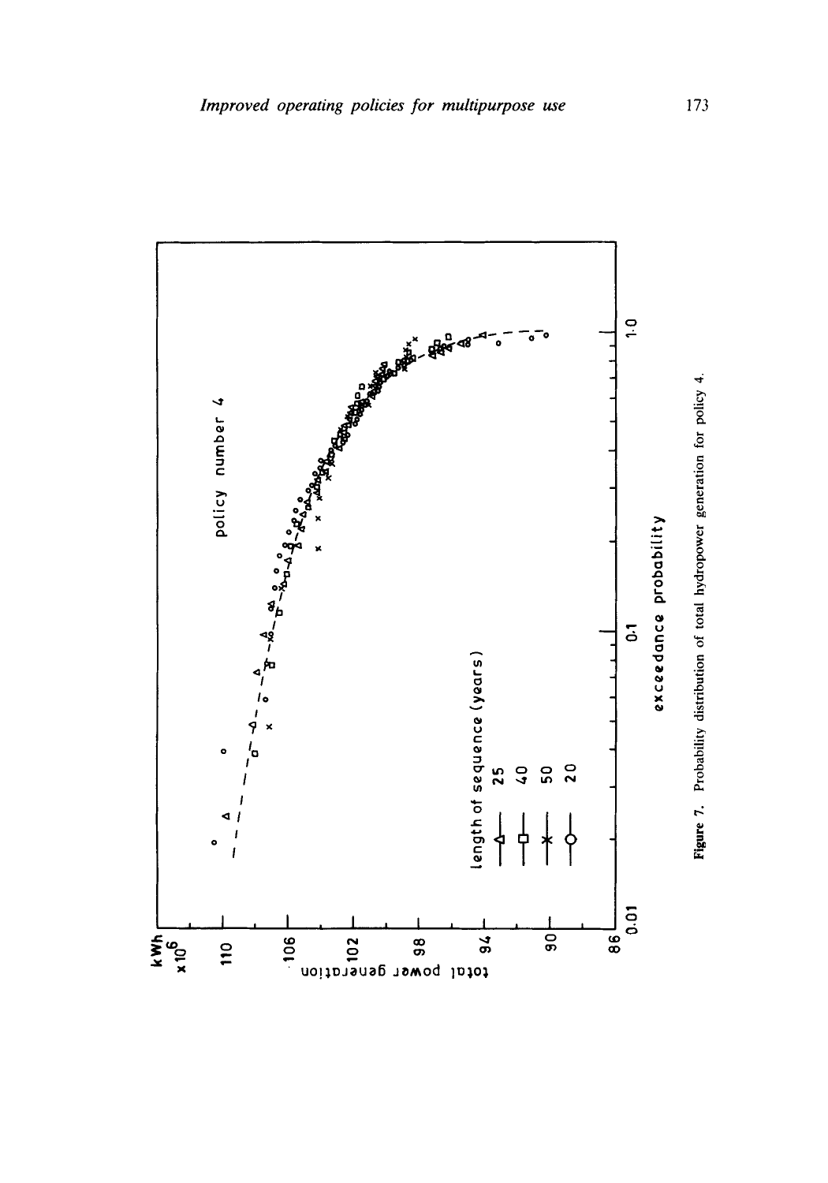Figure 7. Probability distribution of total hydropower generation for policy 4.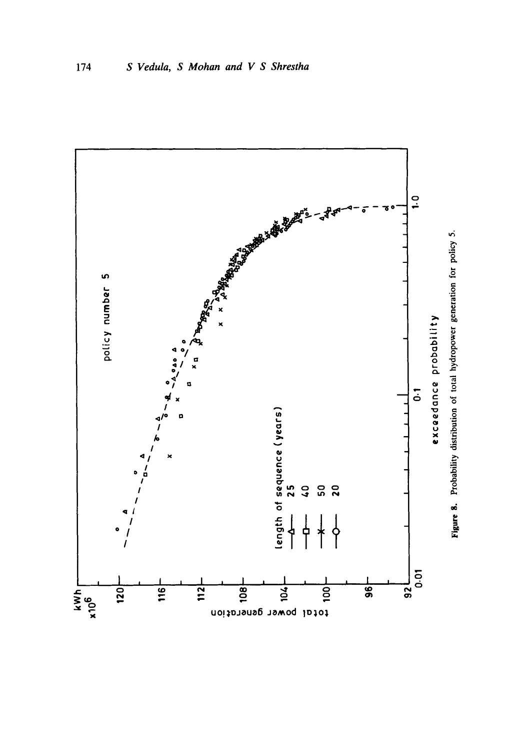**Figure 8.** Probability distribution of total hydropower generation for policy 5.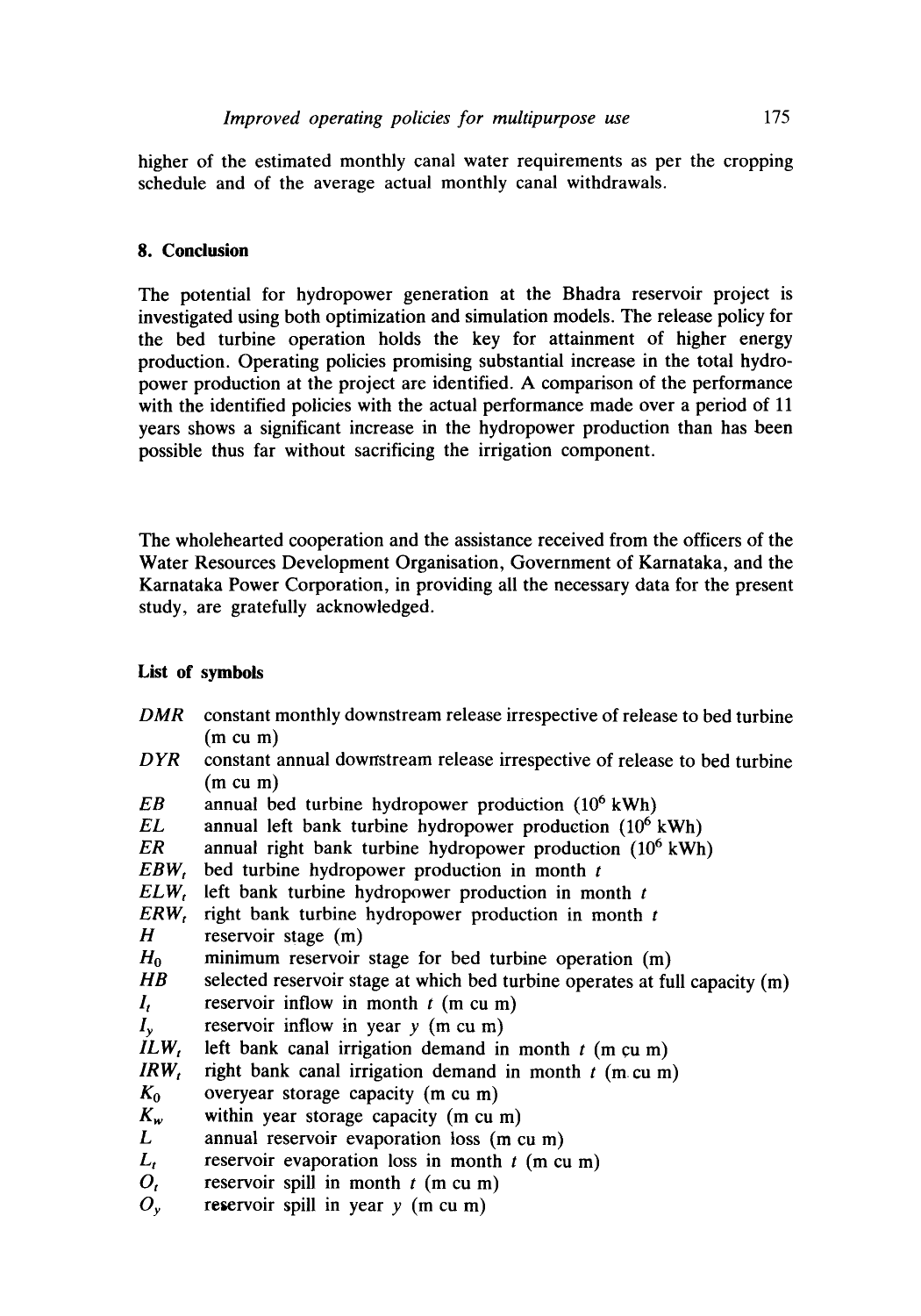higher of the estimated monthly canal water requirements as per the cropping schedule and of the average actual monthly canal withdrawals.

## 8. Conclusion

The potential for hydropower generation at the Bhadra reservoir project is investigated using both optimization and simulation models. The release policy for the bed turbine operation holds the key for attainment of higher energy production. Operating policies promising substantial increase in the total hydropower production at the project are identified. A comparison of the performance with the identified policies with the actual performance made over a period of 11 years shows a significant increase in the hydropower production than has been possible thus far without sacrificing the irrigation component.

The wholehearted cooperation and the assistance received from the officers of the Water Resources Development Organisation, Government of Karnataka, and the Karnataka Power Corporation, in providing all the necessary data for the present study, are gratefully acknowledged.

## List of symbols

- $DMR$ constant monthly downstream release irrespective of release to bed turbine (m cu m)
- $DYR$ constant annual downstream release irrespective of release to bed turbine (m cu m)
- $EB$ annual bed turbine hydropower production ($10^6$ kWh)
- $EL$ annual left bank turbine hydropower production ($10^6$ kWh)
- $ER$ annual right bank turbine hydropower production ($10^6$ kWh)
- $EBW_t$ bed turbine hydropower production in month $t$
- $ELW_t$ left bank turbine hydropower production in month $t$
- $ERW_t$ right bank turbine hydropower production in month $t$
- $H$ reservoir stage (m)
- $H_0$ minimum reservoir stage for bed turbine operation (m)
- $HB$ selected reservoir stage at which bed turbine operates at full capacity (m)
- $I_t$ reservoir inflow in month $t$ (m cu m)
- $I_y$ reservoir inflow in year $y$ (m cu m)
- $ILW_t$ left bank canal irrigation demand in month $t$ (m cu m)
- $IRW_t$ right bank canal irrigation demand in month $t$ (m cu m)
- $K_0$ overyear storage capacity (m cu m)
- $K_w$ within year storage capacity (m cu m)
- $L$ annual reservoir evaporation loss (m cu m)
- $L_t$ reservoir evaporation loss in month $t$ (m cu m)
- $O_t$ reservoir spill in month $t$ (m cu m)
- $O_y$ reservoir spill in year $y$ (m cu m)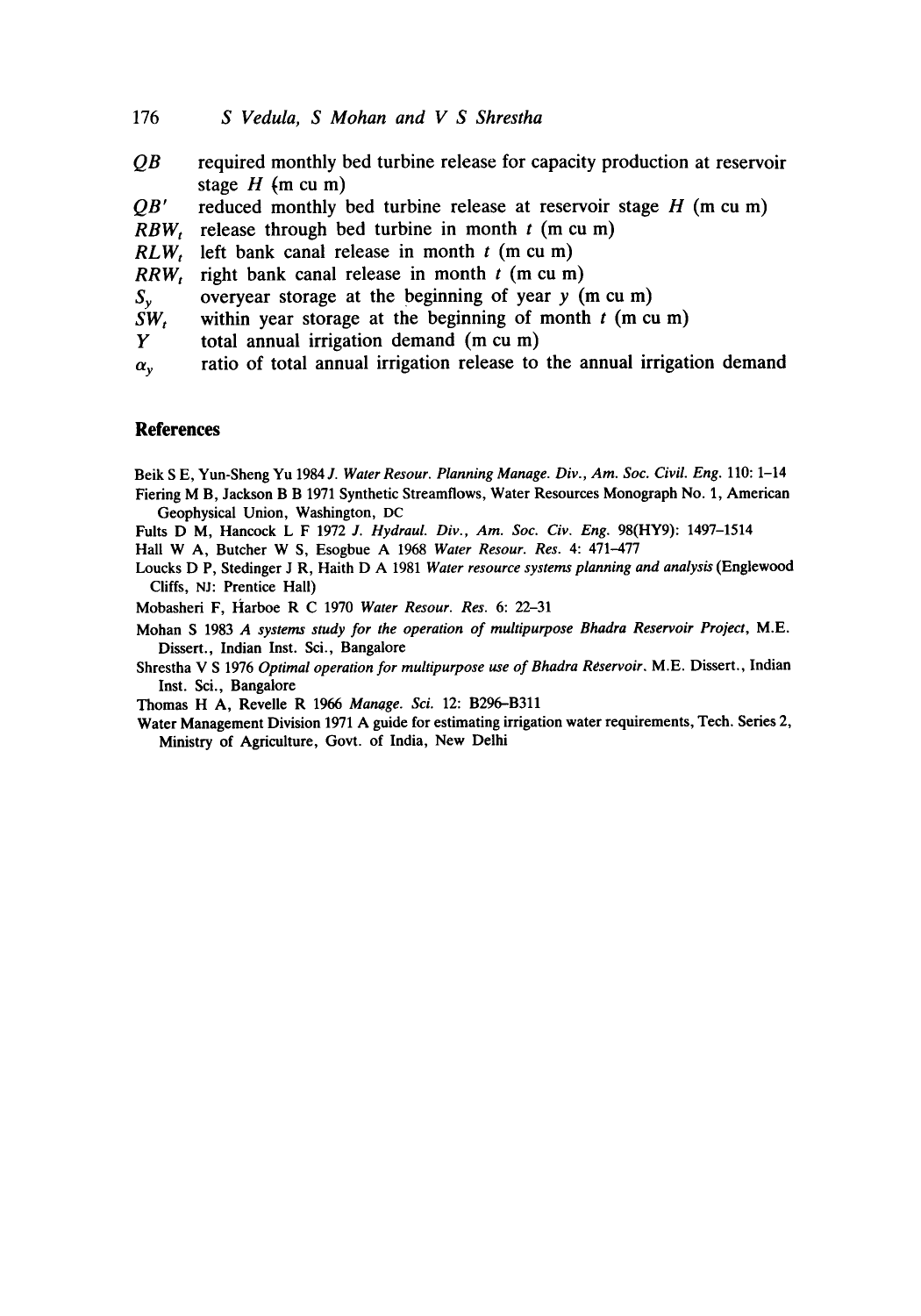| | |
|---|---|
| $QB$ | required monthly bed turbine release for capacity production at reservoir stage $H$ (m cu m) |
| $QB'$ | reduced monthly bed turbine release at reservoir stage $H$ (m cu m) |
| $RBW_t$ | release through bed turbine in month $t$ (m cu m) |
| $RLW_t$ | left bank canal release in month $t$ (m cu m) |
| $RRW_t$ | right bank canal release in month $t$ (m cu m) |
| $S_y$ | overyear storage at the beginning of year $y$ (m cu m) |
| $SW_t$ | within year storage at the beginning of month $t$ (m cu m) |
| $Y$ | total annual irrigation demand (m cu m) |
| $\alpha_y$ | ratio of total annual irrigation release to the annual irrigation demand |

## References

Beik S E, Yun-Sheng Yu 1984 *J. Water Resour. Planning Manage. Div., Am. Soc. Civil. Eng.* 110: 1–14

Fiering M B, Jackson B B 1971 Synthetic Streamflows, Water Resources Monograph No. 1, American Geophysical Union, Washington, DC

Fults D M, Hancock L F 1972 *J. Hydraul. Div., Am. Soc. Civ. Eng.* 98(HY9): 1497–1514

Hall W A, Butcher W S, Esogbue A 1968 *Water Resour. Res.* 4: 471–477

Loucks D P, Stedinger J R, Haith D A 1981 *Water resource systems planning and analysis* (Englewood Cliffs, NJ: Prentice Hall)

Mobasheri F, Harboe R C 1970 *Water Resour. Res.* 6: 22–31

Mohan S 1983 *A systems study for the operation of multipurpose Bhadra Reservoir Project*, M.E. Dissert., Indian Inst. Sci., Bangalore

Shrestha V S 1976 *Optimal operation for multipurpose use of Bhadra Reservoir*. M.E. Dissert., Indian Inst. Sci., Bangalore

Thomas H A, Revelle R 1966 *Manage. Sci.* 12: B296–B311

Water Management Division 1971 A guide for estimating irrigation water requirements, Tech. Series 2, Ministry of Agriculture, Govt. of India, New Delhi